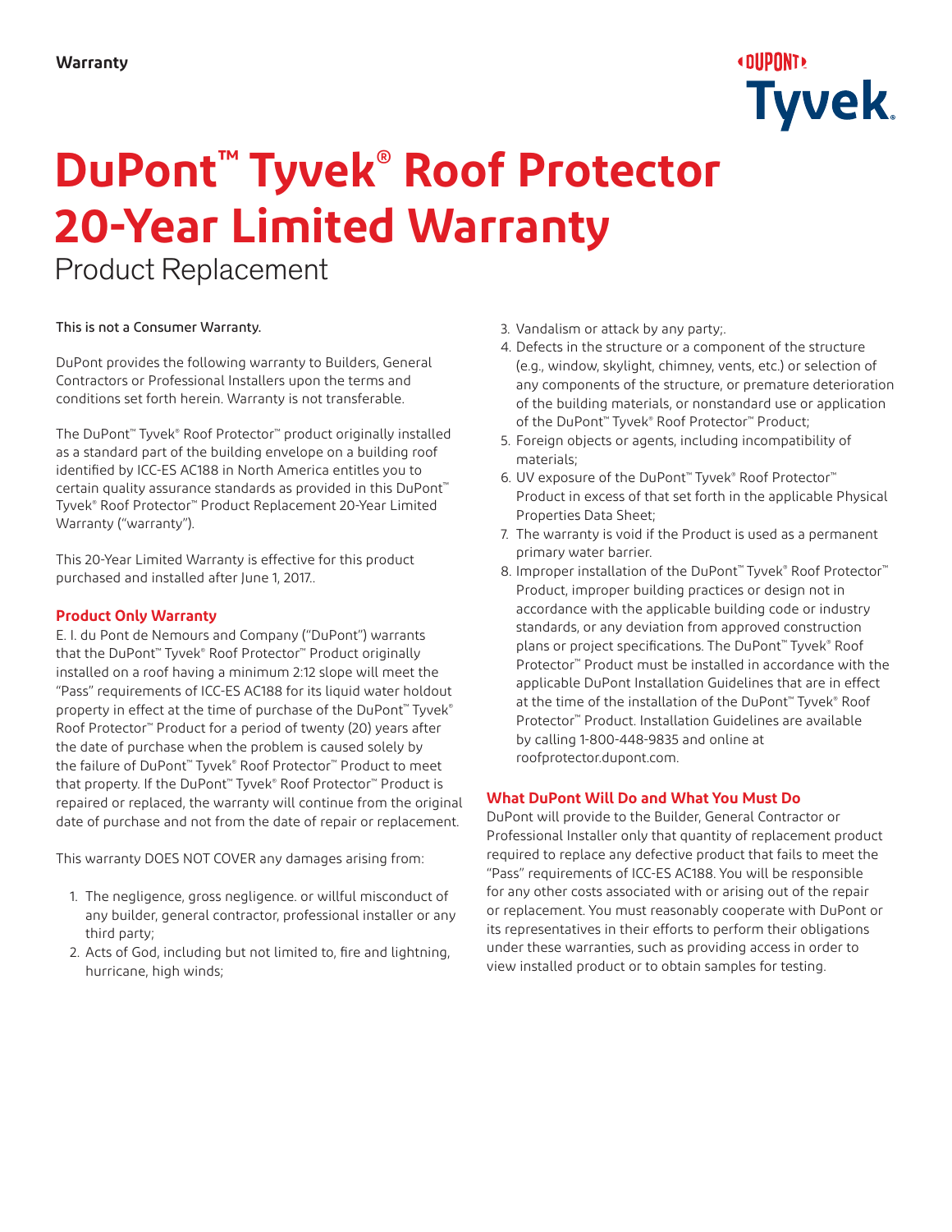**Warranty**

# DuPont™ Tyvek® Roof Protector 20-Year Limited Warranty

Product Replacement

This is not a Consumer Warranty.

DuPont provides the following warranty to Builders, General Contractors or Professional Installers upon the terms and conditions set forth herein. Warranty is not transferable.

The DuPont™ Tyvek® Roof Protector™ product originally installed as a standard part of the building envelope on a building roof identified by ICC-ES AC188 in North America entitles you to certain quality assurance standards as provided in this DuPont™ Tyvek® Roof Protector™ Product Replacement 20-Year Limited Warranty ("warranty").

This 20-Year Limited Warranty is effective for this product purchased and installed after June 1, 2017..

## Product Only Warranty

E. I. du Pont de Nemours and Company ("DuPont") warrants that the DuPont™ Tyvek® Roof Protector™ Product originally installed on a roof having a minimum 2:12 slope will meet the "Pass" requirements of ICC-ES AC188 for its liquid water holdout property in effect at the time of purchase of the DuPont™ Tyvek® Roof Protector™ Product for a period of twenty (20) years after the date of purchase when the problem is caused solely by the failure of DuPont™ Tyvek® Roof Protector™ Product to meet that property. If the DuPont™ Tyvek® Roof Protector™ Product is repaired or replaced, the warranty will continue from the original date of purchase and not from the date of repair or replacement.

This warranty DOES NOT COVER any damages arising from:

1. The negligence, gross negligence. or willful misconduct of any builder, general contractor, professional installer or any third party;
2. Acts of God, including but not limited to, fire and lightning, hurricane, high winds;
3. Vandalism or attack by any party;.
4. Defects in the structure or a component of the structure (e.g., window, skylight, chimney, vents, etc.) or selection of any components of the structure, or premature deterioration of the building materials, or nonstandard use or application of the DuPont™ Tyvek® Roof Protector™ Product;
5. Foreign objects or agents, including incompatibility of materials;
6. UV exposure of the DuPont™ Tyvek® Roof Protector™ Product in excess of that set forth in the applicable Physical Properties Data Sheet;
7. The warranty is void if the Product is used as a permanent primary water barrier.
8. Improper installation of the DuPont™ Tyvek® Roof Protector™ Product, improper building practices or design not in accordance with the applicable building code or industry standards, or any deviation from approved construction plans or project specifications. The DuPont™ Tyvek® Roof Protector™ Product must be installed in accordance with the applicable DuPont Installation Guidelines that are in effect at the time of the installation of the DuPont™ Tyvek® Roof Protector™ Product. Installation Guidelines are available by calling 1-800-448-9835 and online at roofprotector.dupont.com.

## What DuPont Will Do and What You Must Do

DuPont will provide to the Builder, General Contractor or Professional Installer only that quantity of replacement product required to replace any defective product that fails to meet the "Pass" requirements of ICC-ES AC188. You will be responsible for any other costs associated with or arising out of the repair or replacement. You must reasonably cooperate with DuPont or its representatives in their efforts to perform their obligations under these warranties, such as providing access in order to view installed product or to obtain samples for testing.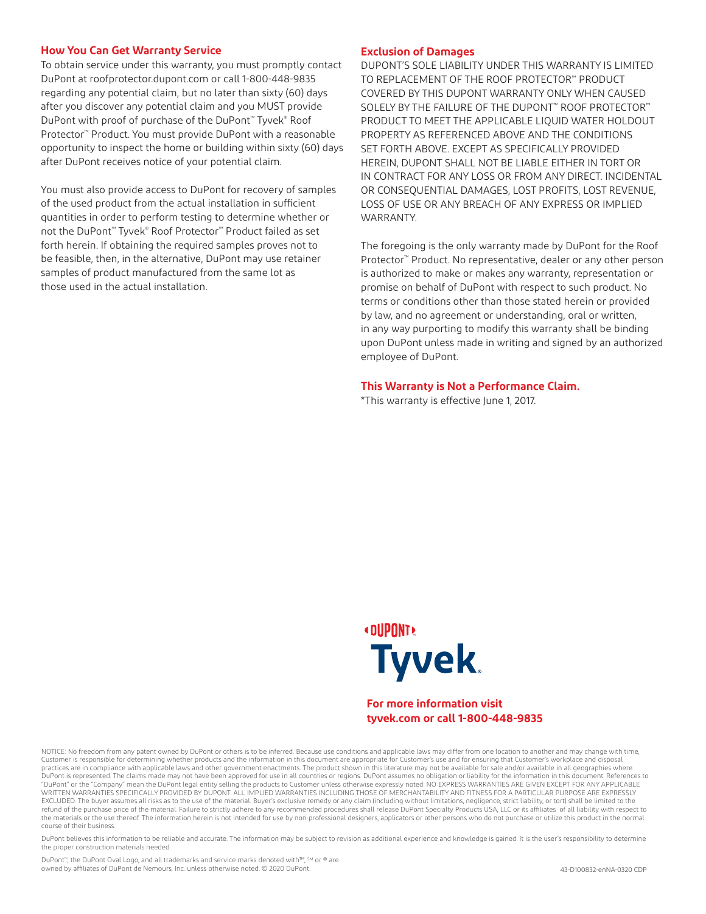## How You Can Get Warranty Service

To obtain service under this warranty, you must promptly contact DuPont at roofprotector.dupont.com or call 1-800-448-9835 regarding any potential claim, but no later than sixty (60) days after you discover any potential claim and you MUST provide DuPont with proof of purchase of the DuPont™ Tyvek® Roof Protector™ Product. You must provide DuPont with a reasonable opportunity to inspect the home or building within sixty (60) days after DuPont receives notice of your potential claim.

You must also provide access to DuPont for recovery of samples of the used product from the actual installation in sufficient quantities in order to perform testing to determine whether or not the DuPont™ Tyvek® Roof Protector™ Product failed as set forth herein. If obtaining the required samples proves not to be feasible, then, in the alternative, DuPont may use retainer samples of product manufactured from the same lot as those used in the actual installation.

## Exclusion of Damages

DUPONT'S SOLE LIABILITY UNDER THIS WARRANTY IS LIMITED TO REPLACEMENT OF THE ROOF PROTECTOR™ PRODUCT COVERED BY THIS DUPONT WARRANTY ONLY WHEN CAUSED SOLELY BY THE FAILURE OF THE DUPONT™ ROOF PROTECTOR™ PRODUCT TO MEET THE APPLICABLE LIQUID WATER HOLDOUT PROPERTY AS REFERENCED ABOVE AND THE CONDITIONS SET FORTH ABOVE. EXCEPT AS SPECIFICALLY PROVIDED HEREIN, DUPONT SHALL NOT BE LIABLE EITHER IN TORT OR IN CONTRACT FOR ANY LOSS OR FROM ANY DIRECT. INCIDENTAL OR CONSEQUENTIAL DAMAGES, LOST PROFITS, LOST REVENUE, LOSS OF USE OR ANY BREACH OF ANY EXPRESS OR IMPLIED WARRANTY.

The foregoing is the only warranty made by DuPont for the Roof Protector™ Product. No representative, dealer or any other person is authorized to make or makes any warranty, representation or promise on behalf of DuPont with respect to such product. No terms or conditions other than those stated herein or provided by law, and no agreement or understanding, oral or written, in any way purporting to modify this warranty shall be binding upon DuPont unless made in writing and signed by an authorized employee of DuPont.

**This Warranty is Not a Performance Claim.**

*This warranty is effective June 1, 2017.

DUPONT Tyvek

**For more information visit tyvek.com or call 1-800-448-9835**

NOTICE: No freedom from any patent owned by DuPont or others is to be inferred. Because use conditions and applicable laws may differ from one location to another and may change with time, Customer is responsible for determining whether products and the information in this document are appropriate for Customer's use and for ensuring that Customer's workplace and disposal practices are in compliance with applicable laws and other government enactments. The product shown in this literature may not be available for sale and/or available in all geographies where DuPont is represented. The claims made may not have been approved for use in all countries or regions. DuPont assumes no obligation or liability for the information in this document. References to "DuPont" or the "Company" mean the DuPont legal entity selling the products to Customer unless otherwise expressly noted. NO EXPRESS WARRANTIES ARE GIVEN EXCEPT FOR ANY APPLICABLE WRITTEN WARRANTIES SPECIFICALLY PROVIDED BY DUPONT. ALL IMPLIED WARRANTIES INCLUDING THOSE OF MERCHANTABILITY AND FITNESS FOR A PARTICULAR PURPOSE ARE EXPRESSLY EXCLUDED. The buyer assumes all risks as to the use of the material. Buyer's exclusive remedy or any claim (including without limitations, negligence, strict liability, or tort) shall be limited to the refund of the purchase price of the material. Failure to strictly adhere to any recommended procedures shall release DuPont Specialty Products USA, LLC or its affiliates of all liability with respect to the materials or the use thereof. The information herein is not intended for use by non-professional designers, applicators or other persons who do not purchase or utilize this product in the normal course of their business.

DuPont believes this information to be reliable and accurate. The information may be subject to revision as additional experience and knowledge is gained. It is the user's responsibility to determine the proper construction materials needed.

DuPont™, the DuPont Oval Logo, and all trademarks and service marks denoted with™, SM or ® are owned by affiliates of DuPont de Nemours, Inc. unless otherwise noted. © 2020 DuPont.

43-D100832-enNA-0320 CDP